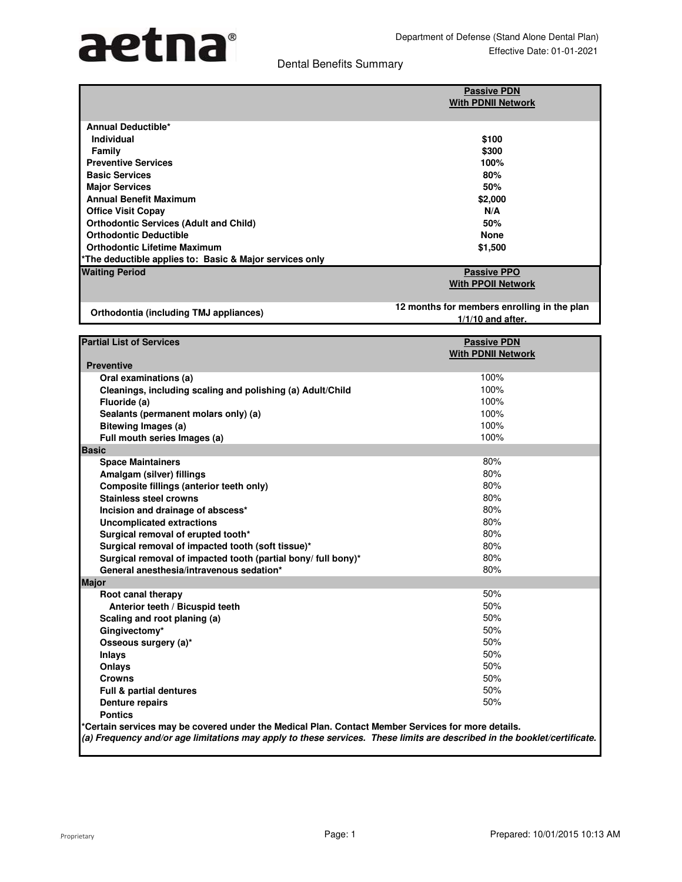aetna®

Department of Defense (Stand Alone Dental Plan)
Effective Date: 01-01-2021

# Dental Benefits Summary

| | Passive PDN With PDNII Network |
|---|---|
| **Annual Deductible*** | |
| **Individual** | **$100** |
| **Family** | **$300** |
| **Preventive Services** | **100%** |
| **Basic Services** | **80%** |
| **Major Services** | **50%** |
| **Annual Benefit Maximum** | **$2,000** |
| **Office Visit Copay** | **N/A** |
| **Orthodontic Services (Adult and Child)** | **50%** |
| **Orthodontic Deductible** | **None** |
| **Orthodontic Lifetime Maximum** | **$1,500** |

***The deductible applies to: Basic & Major services only**

| Waiting Period | Passive PPO With PPOII Network |
|---|---|
| **Orthodontia (including TMJ appliances)** | **12 months for members enrolling in the plan 1/1/10 and after.** |

| Partial List of Services | Passive PDN With PDNII Network |
|---|---|
| **Preventive** | |
| **Oral examinations (a)** | 100% |
| **Cleanings, including scaling and polishing (a) Adult/Child** | 100% |
| **Fluoride (a)** | 100% |
| **Sealants (permanent molars only) (a)** | 100% |
| **Bitewing Images (a)** | 100% |
| **Full mouth series Images (a)** | 100% |
| **Basic** | |
| **Space Maintainers** | 80% |
| **Amalgam (silver) fillings** | 80% |
| **Composite fillings (anterior teeth only)** | 80% |
| **Stainless steel crowns** | 80% |
| **Incision and drainage of abscess*** | 80% |
| **Uncomplicated extractions** | 80% |
| **Surgical removal of erupted tooth*** | 80% |
| **Surgical removal of impacted tooth (soft tissue)*** | 80% |
| **Surgical removal of impacted tooth (partial bony/ full bony)*** | 80% |
| **General anesthesia/intravenous sedation*** | 80% |
| **Major** | |
| **Root canal therapy** | 50% |
| **Anterior teeth / Bicuspid teeth** | 50% |
| **Scaling and root planing (a)** | 50% |
| **Gingivectomy*** | 50% |
| **Osseous surgery (a)*** | 50% |
| **Inlays** | 50% |
| **Onlays** | 50% |
| **Crowns** | 50% |
| **Full & partial dentures** | 50% |
| **Denture repairs** | 50% |
| **Pontics** | |

***Certain services may be covered under the Medical Plan. Contact Member Services for more details.**

***(a) Frequency and/or age limitations may apply to these services. These limits are described in the booklet/certificate.***

Proprietary

Prepared: 10/01/2015 10:13 AM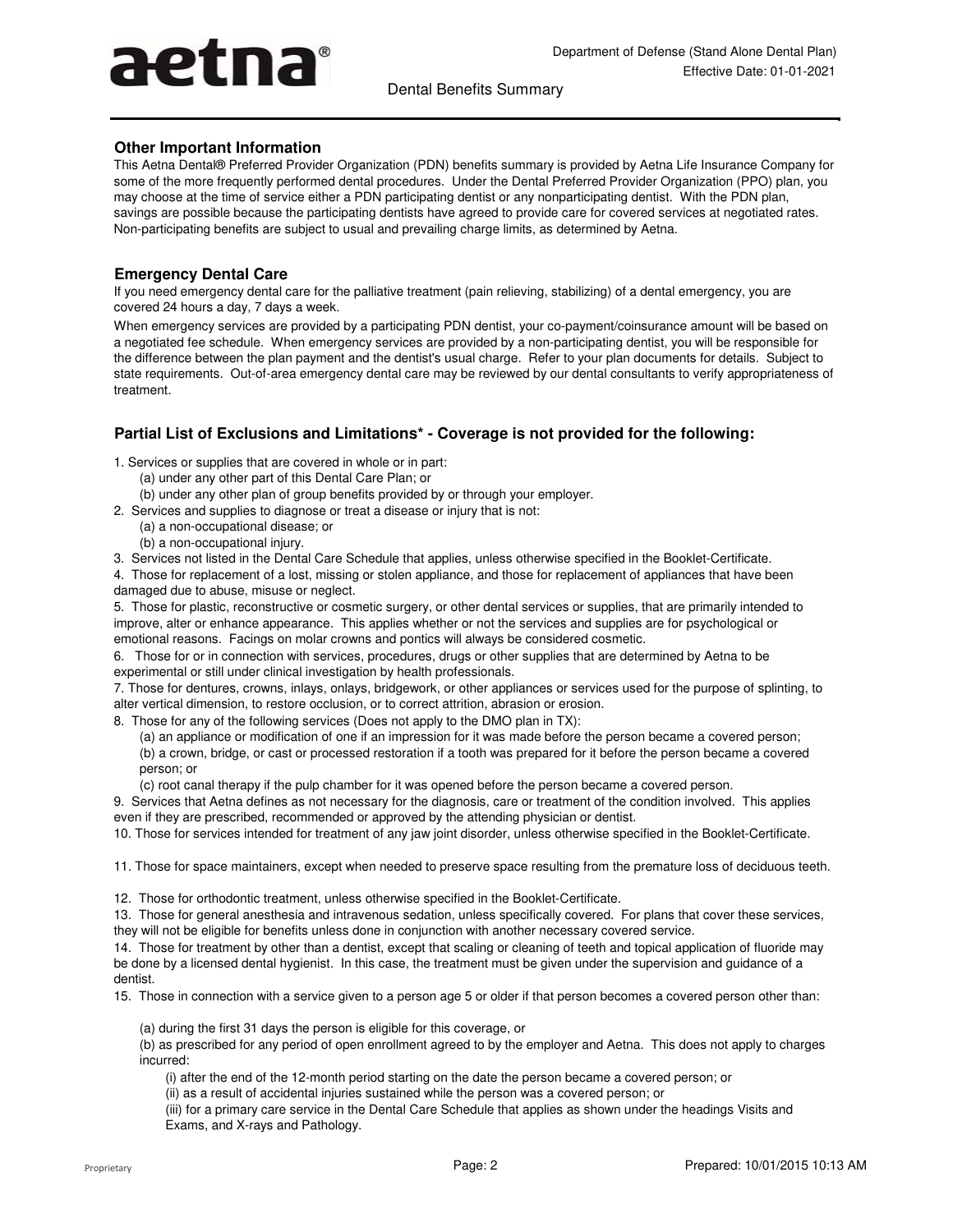## Other Important Information

This Aetna Dental® Preferred Provider Organization (PDN) benefits summary is provided by Aetna Life Insurance Company for some of the more frequently performed dental procedures. Under the Dental Preferred Provider Organization (PPO) plan, you may choose at the time of service either a PDN participating dentist or any nonparticipating dentist. With the PDN plan, savings are possible because the participating dentists have agreed to provide care for covered services at negotiated rates. Non-participating benefits are subject to usual and prevailing charge limits, as determined by Aetna.

## Emergency Dental Care

If you need emergency dental care for the palliative treatment (pain relieving, stabilizing) of a dental emergency, you are covered 24 hours a day, 7 days a week.

When emergency services are provided by a participating PDN dentist, your co-payment/coinsurance amount will be based on a negotiated fee schedule. When emergency services are provided by a non-participating dentist, you will be responsible for the difference between the plan payment and the dentist's usual charge. Refer to your plan documents for details. Subject to state requirements. Out-of-area emergency dental care may be reviewed by our dental consultants to verify appropriateness of treatment.

## Partial List of Exclusions and Limitations* - Coverage is not provided for the following:

1. Services or supplies that are covered in whole or in part:
   (a) under any other part of this Dental Care Plan; or
   (b) under any other plan of group benefits provided by or through your employer.
2. Services and supplies to diagnose or treat a disease or injury that is not:
   (a) a non-occupational disease; or
   (b) a non-occupational injury.
3. Services not listed in the Dental Care Schedule that applies, unless otherwise specified in the Booklet-Certificate.
4. Those for replacement of a lost, missing or stolen appliance, and those for replacement of appliances that have been damaged due to abuse, misuse or neglect.
5. Those for plastic, reconstructive or cosmetic surgery, or other dental services or supplies, that are primarily intended to improve, alter or enhance appearance. This applies whether or not the services and supplies are for psychological or emotional reasons. Facings on molar crowns and pontics will always be considered cosmetic.
6. Those for or in connection with services, procedures, drugs or other supplies that are determined by Aetna to be experimental or still under clinical investigation by health professionals.
7. Those for dentures, crowns, inlays, onlays, bridgework, or other appliances or services used for the purpose of splinting, to alter vertical dimension, to restore occlusion, or to correct attrition, abrasion or erosion.
8. Those for any of the following services (Does not apply to the DMO plan in TX):
   (a) an appliance or modification of one if an impression for it was made before the person became a covered person;
   (b) a crown, bridge, or cast or processed restoration if a tooth was prepared for it before the person became a covered person; or
   (c) root canal therapy if the pulp chamber for it was opened before the person became a covered person.
9. Services that Aetna defines as not necessary for the diagnosis, care or treatment of the condition involved. This applies even if they are prescribed, recommended or approved by the attending physician or dentist.
10. Those for services intended for treatment of any jaw joint disorder, unless otherwise specified in the Booklet-Certificate.
11. Those for space maintainers, except when needed to preserve space resulting from the premature loss of deciduous teeth.
12. Those for orthodontic treatment, unless otherwise specified in the Booklet-Certificate.
13. Those for general anesthesia and intravenous sedation, unless specifically covered. For plans that cover these services, they will not be eligible for benefits unless done in conjunction with another necessary covered service.
14. Those for treatment by other than a dentist, except that scaling or cleaning of teeth and topical application of fluoride may be done by a licensed dental hygienist. In this case, the treatment must be given under the supervision and guidance of a dentist.
15. Those in connection with a service given to a person age 5 or older if that person becomes a covered person other than:
   (a) during the first 31 days the person is eligible for this coverage, or
   (b) as prescribed for any period of open enrollment agreed to by the employer and Aetna. This does not apply to charges incurred:
      (i) after the end of the 12-month period starting on the date the person became a covered person; or
      (ii) as a result of accidental injuries sustained while the person was a covered person; or
      (iii) for a primary care service in the Dental Care Schedule that applies as shown under the headings Visits and Exams, and X-rays and Pathology.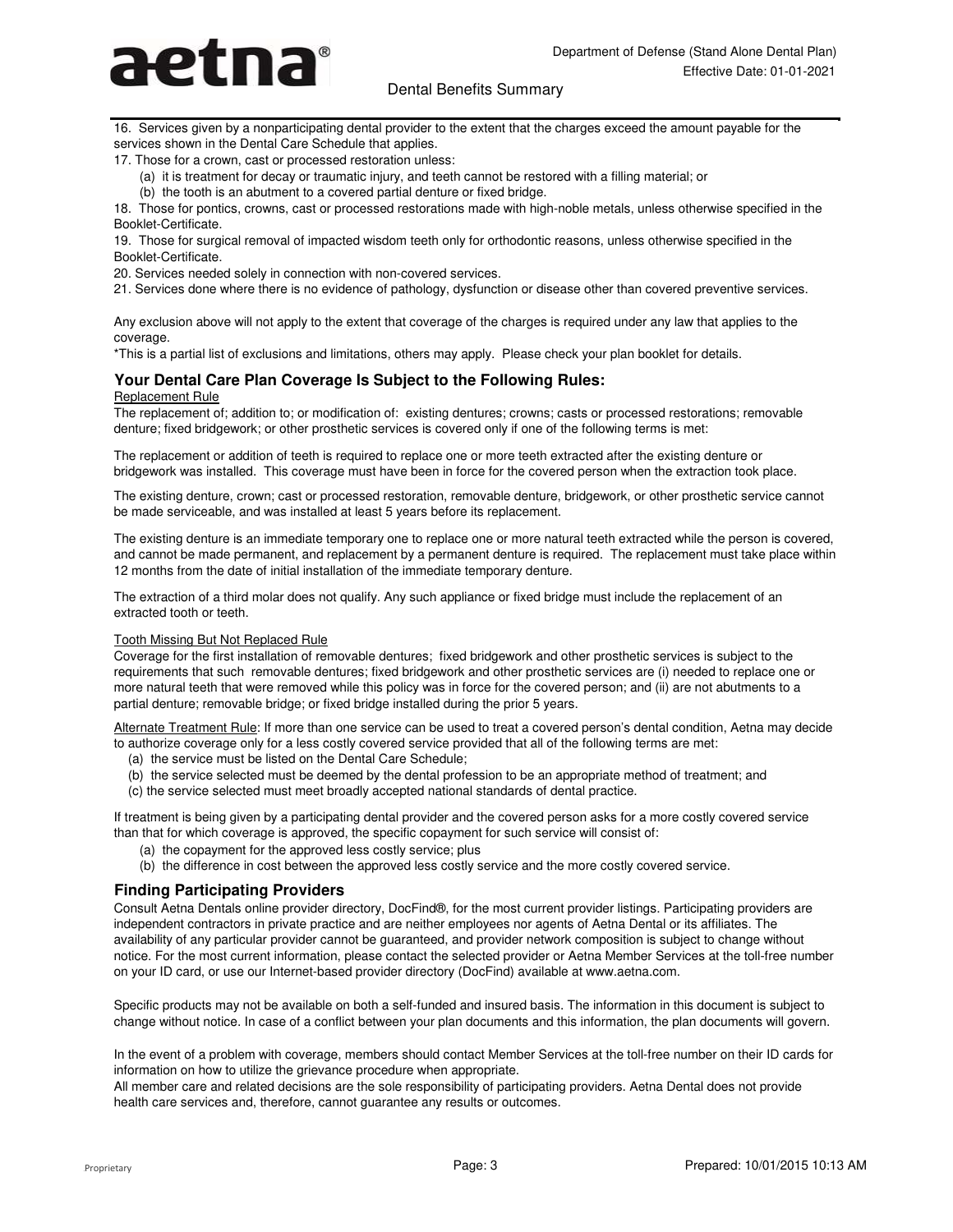16. Services given by a nonparticipating dental provider to the extent that the charges exceed the amount payable for the services shown in the Dental Care Schedule that applies.

17. Those for a crown, cast or processed restoration unless:
   - (a) it is treatment for decay or traumatic injury, and teeth cannot be restored with a filling material; or
   - (b) the tooth is an abutment to a covered partial denture or fixed bridge.

18. Those for pontics, crowns, cast or processed restorations made with high-noble metals, unless otherwise specified in the Booklet-Certificate.

19. Those for surgical removal of impacted wisdom teeth only for orthodontic reasons, unless otherwise specified in the Booklet-Certificate.

20. Services needed solely in connection with non-covered services.

21. Services done where there is no evidence of pathology, dysfunction or disease other than covered preventive services.

Any exclusion above will not apply to the extent that coverage of the charges is required under any law that applies to the coverage.

*This is a partial list of exclusions and limitations, others may apply. Please check your plan booklet for details.

## Your Dental Care Plan Coverage Is Subject to the Following Rules:

Replacement Rule

The replacement of; addition to; or modification of: existing dentures; crowns; casts or processed restorations; removable denture; fixed bridgework; or other prosthetic services is covered only if one of the following terms is met:

The replacement or addition of teeth is required to replace one or more teeth extracted after the existing denture or bridgework was installed. This coverage must have been in force for the covered person when the extraction took place.

The existing denture, crown; cast or processed restoration, removable denture, bridgework, or other prosthetic service cannot be made serviceable, and was installed at least 5 years before its replacement.

The existing denture is an immediate temporary one to replace one or more natural teeth extracted while the person is covered, and cannot be made permanent, and replacement by a permanent denture is required. The replacement must take place within 12 months from the date of initial installation of the immediate temporary denture.

The extraction of a third molar does not qualify. Any such appliance or fixed bridge must include the replacement of an extracted tooth or teeth.

Tooth Missing But Not Replaced Rule

Coverage for the first installation of removable dentures; fixed bridgework and other prosthetic services is subject to the requirements that such removable dentures; fixed bridgework and other prosthetic services are (i) needed to replace one or more natural teeth that were removed while this policy was in force for the covered person; and (ii) are not abutments to a partial denture; removable bridge; or fixed bridge installed during the prior 5 years.

Alternate Treatment Rule: If more than one service can be used to treat a covered person's dental condition, Aetna may decide to authorize coverage only for a less costly covered service provided that all of the following terms are met:
- (a) the service must be listed on the Dental Care Schedule;
- (b) the service selected must be deemed by the dental profession to be an appropriate method of treatment; and
- (c) the service selected must meet broadly accepted national standards of dental practice.

If treatment is being given by a participating dental provider and the covered person asks for a more costly covered service than that for which coverage is approved, the specific copayment for such service will consist of:
- (a) the copayment for the approved less costly service; plus
- (b) the difference in cost between the approved less costly service and the more costly covered service.

## Finding Participating Providers

Consult Aetna Dentals online provider directory, DocFind®, for the most current provider listings. Participating providers are independent contractors in private practice and are neither employees nor agents of Aetna Dental or its affiliates. The availability of any particular provider cannot be guaranteed, and provider network composition is subject to change without notice. For the most current information, please contact the selected provider or Aetna Member Services at the toll-free number on your ID card, or use our Internet-based provider directory (DocFind) available at www.aetna.com.

Specific products may not be available on both a self-funded and insured basis. The information in this document is subject to change without notice. In case of a conflict between your plan documents and this information, the plan documents will govern.

In the event of a problem with coverage, members should contact Member Services at the toll-free number on their ID cards for information on how to utilize the grievance procedure when appropriate.

All member care and related decisions are the sole responsibility of participating providers. Aetna Dental does not provide health care services and, therefore, cannot guarantee any results or outcomes.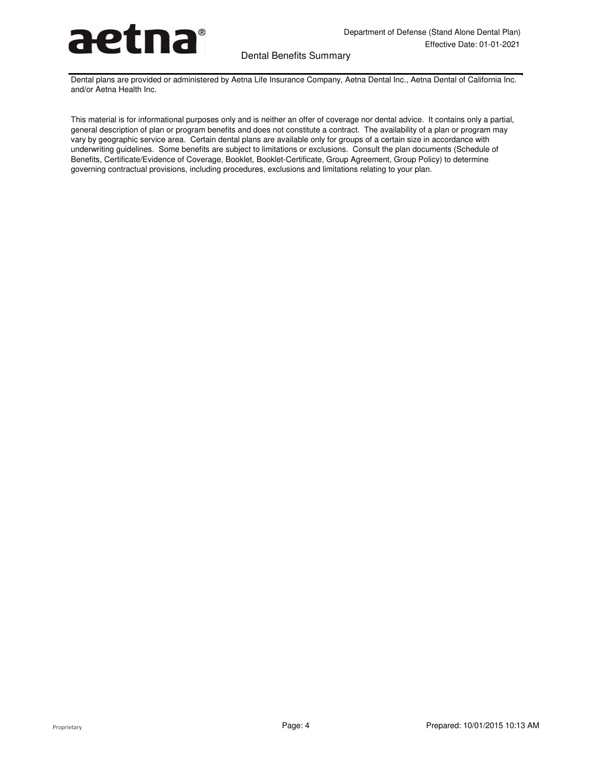Dental plans are provided or administered by Aetna Life Insurance Company, Aetna Dental Inc., Aetna Dental of California Inc. and/or Aetna Health Inc.

This material is for informational purposes only and is neither an offer of coverage nor dental advice. It contains only a partial, general description of plan or program benefits and does not constitute a contract. The availability of a plan or program may vary by geographic service area. Certain dental plans are available only for groups of a certain size in accordance with underwriting guidelines. Some benefits are subject to limitations or exclusions. Consult the plan documents (Schedule of Benefits, Certificate/Evidence of Coverage, Booklet, Booklet-Certificate, Group Agreement, Group Policy) to determine governing contractual provisions, including procedures, exclusions and limitations relating to your plan.